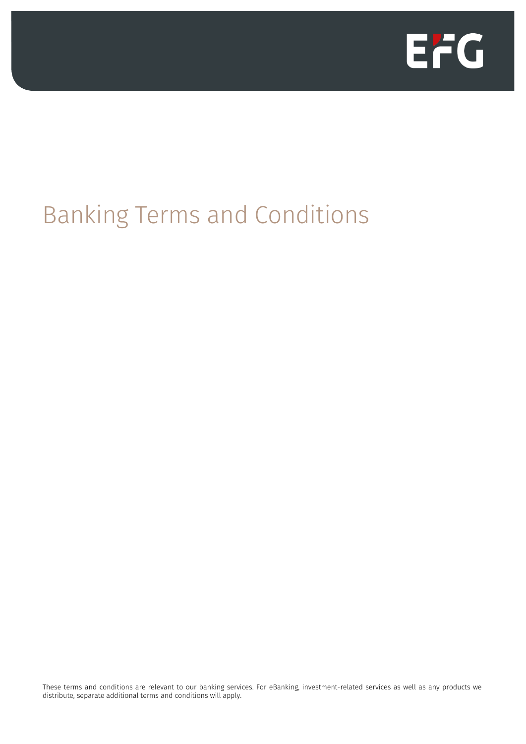# Banking Terms and Conditions

These terms and conditions are relevant to our banking services. For eBanking, investment-related services as well as any products we distribute, separate additional terms and conditions will apply.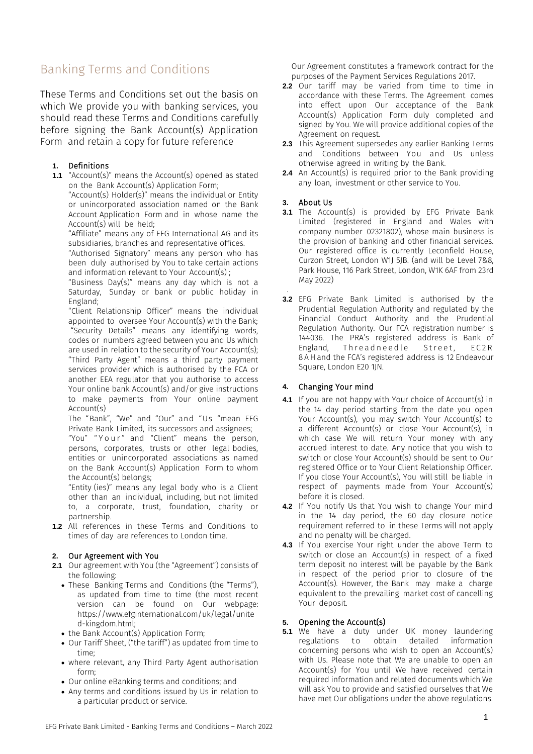# Banking Terms and Conditions

These Terms and Conditions set out the basis on which We provide you with banking services, you should read these Terms and Conditions carefully before signing the Bank Account(s) Application Form and retain a copy for future reference

## 1. Definitions

**1.1** "Account(s)" means the Account(s) opened as stated on the Bank Account(s) Application Form;

"Account(s) Holder(s)" means the individual or Entity or unincorporated association named on the Bank Account Application Form and in whose name the Account(s) will be held;

"Affiliate" means any of EFG International AG and its subsidiaries, branches and representative offices.

"Authorised Signatory" means any person who has been duly authorised by You to take certain actions and information relevant to Your Account(s) ;

"Business Day(s)" means any day which is not a Saturday, Sunday or bank or public holiday in England;

"Client Relationship Officer" means the individual appointed to oversee Your Account(s) with the Bank;

"Security Details" means any identifying words, codes or numbers agreed between you and Us which are used in relation to the security of Your Account(s);

"Third Party Agent" means a third party payment services provider which is authorised by the FCA or another EEA regulator that you authorise to access Your online bank Account(s) and/or give instructions to make payments from Your online payment Account(s)

The "Bank", "We" and "Our" and "Us "mean EFG Private Bank Limited, its successors and assignees;

"You" "Your" and "Client" means the person, persons, corporates, trusts or other legal bodies, entities or unincorporated associations as named on the Bank Account(s) Application Form to whom the Account(s) belongs;

"Entity (ies)" means any legal body who is a Client other than an individual, including, but not limited to, a corporate, trust, foundation, charity or partnership.

**1.2** All references in these Terms and Conditions to times of day are references to London time.

## 2. Our Agreement with You

**2.1** Our agreement with You (the "Agreement") consists of the following:

- These Banking Terms and Conditions (the "Terms"), as updated from time to time (the most recent version can be found on Our webpage: https://www.efginternational.com/uk/legal/united-kingdom.html;
- the Bank Account(s) Application Form;
- Our Tariff Sheet, ("the tariff") as updated from time to time;
- where relevant, any Third Party Agent authorisation form;
- Our online eBanking terms and conditions; and
- Any terms and conditions issued by Us in relation to a particular product or service.

Our Agreement constitutes a framework contract for the purposes of the Payment Services Regulations 2017.

**2.2** Our tariff may be varied from time to time in accordance with these Terms. The Agreement comes into effect upon Our acceptance of the Bank Account(s) Application Form duly completed and signed by You. We will provide additional copies of the Agreement on request.

**2.3** This Agreement supersedes any earlier Banking Terms and Conditions between You and Us unless otherwise agreed in writing by the Bank.

**2.4** An Account(s) is required prior to the Bank providing any loan, investment or other service to You.

## 3. About Us

**3.1** The Account(s) is provided by EFG Private Bank Limited (registered in England and Wales with company number 02321802), whose main business is the provision of banking and other financial services. Our registered office is currently Leconfield House, Curzon Street, London W1J 5JB. (and will be Level 7&8, Park House, 116 Park Street, London, W1K 6AF from 23rd May 2022)

**3.2** EFG Private Bank Limited is authorised by the Prudential Regulation Authority and regulated by the Financial Conduct Authority and the Prudential Regulation Authority. Our FCA registration number is 144036. The PRA's registered address is Bank of England, Threadneedle Street, EC2R 8AH and the FCA's registered address is 12 Endeavour Square, London E20 1JN.

## 4. Changing Your mind

**4.1** If you are not happy with Your choice of Account(s) in the 14 day period starting from the date you open Your Account(s), you may switch Your Account(s) to a different Account(s) or close Your Account(s), in which case We will return Your money with any accrued interest to date. Any notice that you wish to switch or close Your Account(s) should be sent to Our registered Office or to Your Client Relationship Officer. If you close Your Account(s), You will still be liable in respect of payments made from Your Account(s) before it is closed.

**4.2** If You notify Us that You wish to change Your mind in the 14 day period, the 60 day closure notice requirement referred to in these Terms will not apply and no penalty will be charged.

**4.3** If You exercise Your right under the above Term to switch or close an Account(s) in respect of a fixed term deposit no interest will be payable by the Bank in respect of the period prior to closure of the Account(s). However, the Bank may make a charge equivalent to the prevailing market cost of cancelling Your deposit.

## 5. Opening the Account(s)

**5.1** We have a duty under UK money laundering regulations to obtain detailed information concerning persons who wish to open an Account(s) with Us. Please note that We are unable to open an Account(s) for You until We have received certain required information and related documents which We will ask You to provide and satisfied ourselves that We have met Our obligations under the above regulations.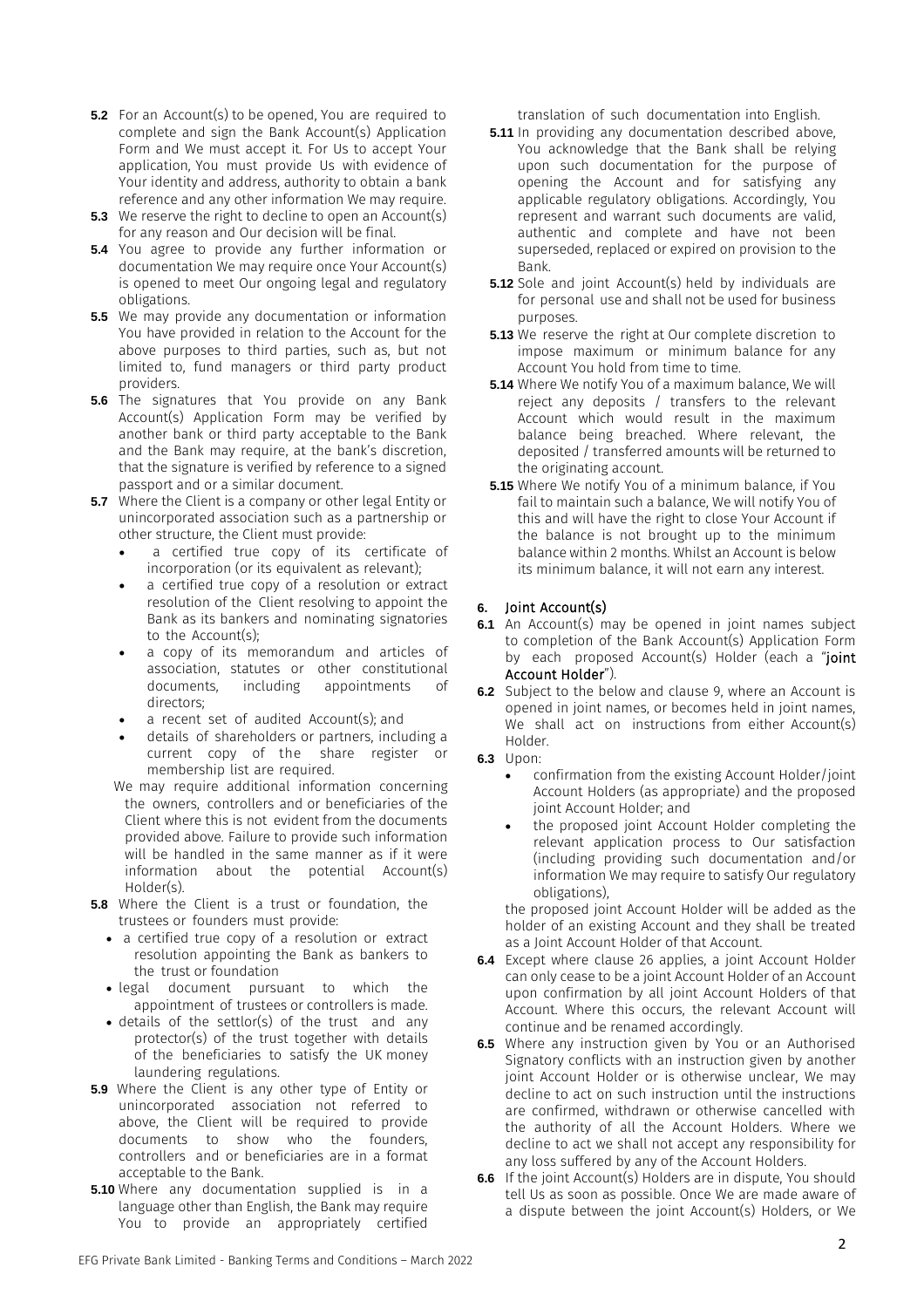**5.2** For an Account(s) to be opened, You are required to complete and sign the Bank Account(s) Application Form and We must accept it. For Us to accept Your application, You must provide Us with evidence of Your identity and address, authority to obtain a bank reference and any other information We may require.

**5.3** We reserve the right to decline to open an Account(s) for any reason and Our decision will be final.

**5.4** You agree to provide any further information or documentation We may require once Your Account(s) is opened to meet Our ongoing legal and regulatory obligations.

**5.5** We may provide any documentation or information You have provided in relation to the Account for the above purposes to third parties, such as, but not limited to, fund managers or third party product providers.

**5.6** The signatures that You provide on any Bank Account(s) Application Form may be verified by another bank or third party acceptable to the Bank and the Bank may require, at the bank's discretion, that the signature is verified by reference to a signed passport and or a similar document.

**5.7** Where the Client is a company or other legal Entity or unincorporated association such as a partnership or other structure, the Client must provide:

- a certified true copy of its certificate of incorporation (or its equivalent as relevant);
- a certified true copy of a resolution or extract resolution of the Client resolving to appoint the Bank as its bankers and nominating signatories to the Account(s);
- a copy of its memorandum and articles of association, statutes or other constitutional documents, including appointments of directors;
- a recent set of audited Account(s); and
- details of shareholders or partners, including a current copy of the share register or membership list are required.

We may require additional information concerning the owners, controllers and or beneficiaries of the Client where this is not evident from the documents provided above. Failure to provide such information will be handled in the same manner as if it were information about the potential Account(s) Holder(s).

**5.8** Where the Client is a trust or foundation, the trustees or founders must provide:

- a certified true copy of a resolution or extract resolution appointing the Bank as bankers to the trust or foundation
- legal document pursuant to which the appointment of trustees or controllers is made.
- details of the settlor(s) of the trust and any protector(s) of the trust together with details of the beneficiaries to satisfy the UK money laundering regulations.

**5.9** Where the Client is any other type of Entity or unincorporated association not referred to above, the Client will be required to provide documents to show who the founders, controllers and or beneficiaries are in a format acceptable to the Bank.

**5.10** Where any documentation supplied is in a language other than English, the Bank may require You to provide an appropriately certified translation of such documentation into English.

**5.11** In providing any documentation described above, You acknowledge that the Bank shall be relying upon such documentation for the purpose of opening the Account and for satisfying any applicable regulatory obligations. Accordingly, You represent and warrant such documents are valid, authentic and complete and have not been superseded, replaced or expired on provision to the Bank.

**5.12** Sole and joint Account(s) held by individuals are for personal use and shall not be used for business purposes.

**5.13** We reserve the right at Our complete discretion to impose maximum or minimum balance for any Account You hold from time to time.

**5.14** Where We notify You of a maximum balance, We will reject any deposits / transfers to the relevant Account which would result in the maximum balance being breached. Where relevant, the deposited / transferred amounts will be returned to the originating account.

**5.15** Where We notify You of a minimum balance, if You fail to maintain such a balance, We will notify You of this and will have the right to close Your Account if the balance is not brought up to the minimum balance within 2 months. Whilst an Account is below its minimum balance, it will not earn any interest.

## 6. Joint Account(s)

**6.1** An Account(s) may be opened in joint names subject to completion of the Bank Account(s) Application Form by each proposed Account(s) Holder (each a "**joint Account Holder**").

**6.2** Subject to the below and clause 9, where an Account is opened in joint names, or becomes held in joint names, We shall act on instructions from either Account(s) Holder.

**6.3** Upon:

- confirmation from the existing Account Holder/joint Account Holders (as appropriate) and the proposed joint Account Holder; and
- the proposed joint Account Holder completing the relevant application process to Our satisfaction (including providing such documentation and/or information We may require to satisfy Our regulatory obligations),

the proposed joint Account Holder will be added as the holder of an existing Account and they shall be treated as a Joint Account Holder of that Account.

**6.4** Except where clause 26 applies, a joint Account Holder can only cease to be a joint Account Holder of an Account upon confirmation by all joint Account Holders of that Account. Where this occurs, the relevant Account will continue and be renamed accordingly.

**6.5** Where any instruction given by You or an Authorised Signatory conflicts with an instruction given by another joint Account Holder or is otherwise unclear, We may decline to act on such instruction until the instructions are confirmed, withdrawn or otherwise cancelled with the authority of all the Account Holders. Where we decline to act we shall not accept any responsibility for any loss suffered by any of the Account Holders.

**6.6** If the joint Account(s) Holders are in dispute, You should tell Us as soon as possible. Once We are made aware of a dispute between the joint Account(s) Holders, or We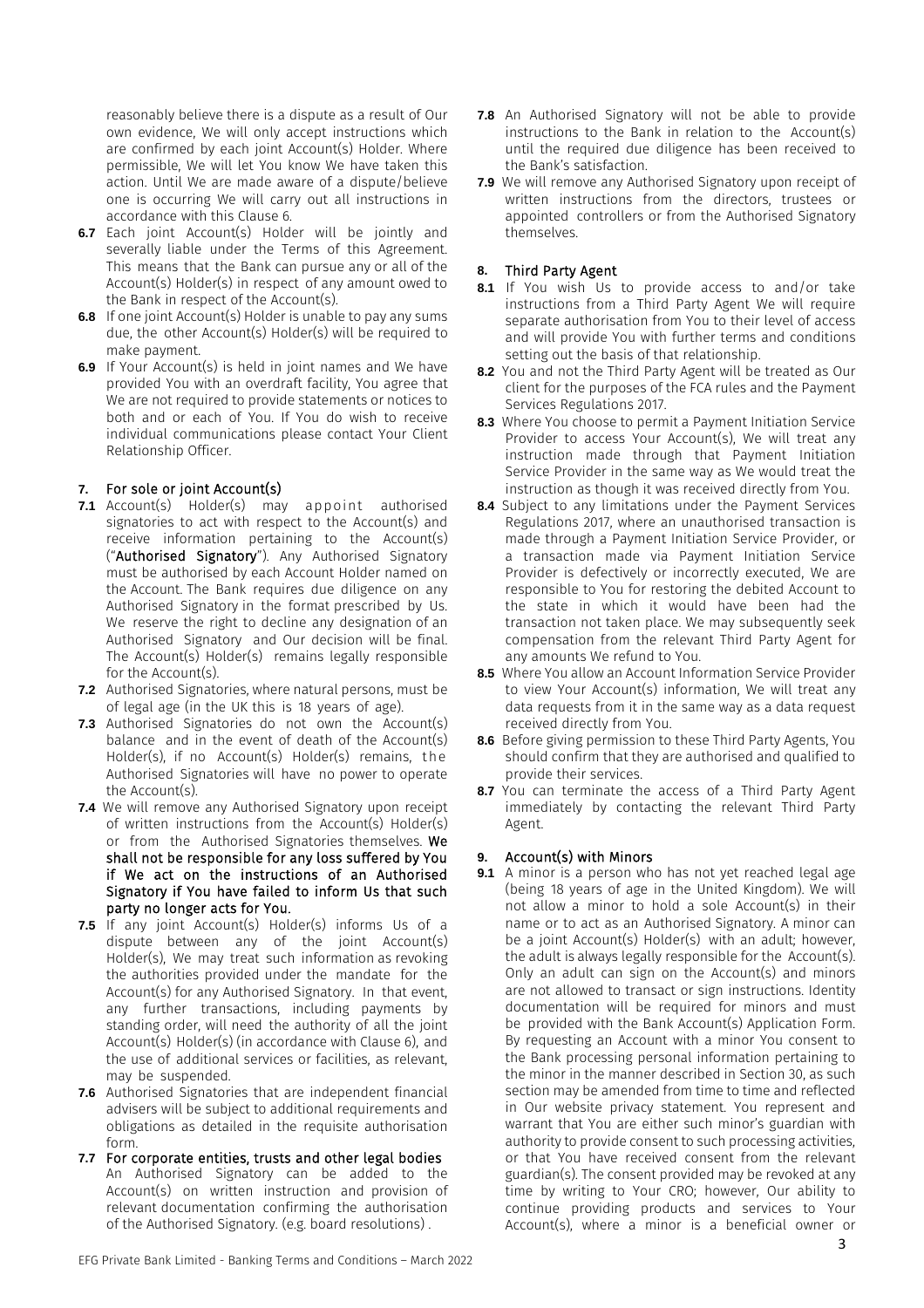reasonably believe there is a dispute as a result of Our own evidence, We will only accept instructions which are confirmed by each joint Account(s) Holder. Where permissible, We will let You know We have taken this action. Until We are made aware of a dispute/believe one is occurring We will carry out all instructions in accordance with this Clause 6.

**6.7** Each joint Account(s) Holder will be jointly and severally liable under the Terms of this Agreement. This means that the Bank can pursue any or all of the Account(s) Holder(s) in respect of any amount owed to the Bank in respect of the Account(s).

**6.8** If one joint Account(s) Holder is unable to pay any sums due, the other Account(s) Holder(s) will be required to make payment.

**6.9** If Your Account(s) is held in joint names and We have provided You with an overdraft facility, You agree that We are not required to provide statements or notices to both and or each of You. If You do wish to receive individual communications please contact Your Client Relationship Officer.

## 7. For sole or joint Account(s)

**7.1** Account(s) Holder(s) may appoint authorised signatories to act with respect to the Account(s) and receive information pertaining to the Account(s) ("**Authorised Signatory**"). Any Authorised Signatory must be authorised by each Account Holder named on the Account. The Bank requires due diligence on any Authorised Signatory in the format prescribed by Us. We reserve the right to decline any designation of an Authorised Signatory and Our decision will be final. The Account(s) Holder(s) remains legally responsible for the Account(s).

**7.2** Authorised Signatories, where natural persons, must be of legal age (in the UK this is 18 years of age).

**7.3** Authorised Signatories do not own the Account(s) balance and in the event of death of the Account(s) Holder(s), if no Account(s) Holder(s) remains, the Authorised Signatories will have no power to operate the Account(s).

**7.4** We will remove any Authorised Signatory upon receipt of written instructions from the Account(s) Holder(s) or from the Authorised Signatories themselves. **We shall not be responsible for any loss suffered by You if We act on the instructions of an Authorised Signatory if You have failed to inform Us that such party no longer acts for You.**

**7.5** If any joint Account(s) Holder(s) informs Us of a dispute between any of the joint Account(s) Holder(s), We may treat such information as revoking the authorities provided under the mandate for the Account(s) for any Authorised Signatory. In that event, any further transactions, including payments by standing order, will need the authority of all the joint Account(s) Holder(s) (in accordance with Clause 6), and the use of additional services or facilities, as relevant, may be suspended.

**7.6** Authorised Signatories that are independent financial advisers will be subject to additional requirements and obligations as detailed in the requisite authorisation form.

**7.7 For corporate entities, trusts and other legal bodies**
An Authorised Signatory can be added to the Account(s) on written instruction and provision of relevant documentation confirming the authorisation of the Authorised Signatory. (e.g. board resolutions) .

**7.8** An Authorised Signatory will not be able to provide instructions to the Bank in relation to the Account(s) until the required due diligence has been received to the Bank's satisfaction.

**7.9** We will remove any Authorised Signatory upon receipt of written instructions from the directors, trustees or appointed controllers or from the Authorised Signatory themselves.

## 8. Third Party Agent

**8.1** If You wish Us to provide access to and/or take instructions from a Third Party Agent We will require separate authorisation from You to their level of access and will provide You with further terms and conditions setting out the basis of that relationship.

**8.2** You and not the Third Party Agent will be treated as Our client for the purposes of the FCA rules and the Payment Services Regulations 2017.

**8.3** Where You choose to permit a Payment Initiation Service Provider to access Your Account(s), We will treat any instruction made through that Payment Initiation Service Provider in the same way as We would treat the instruction as though it was received directly from You.

**8.4** Subject to any limitations under the Payment Services Regulations 2017, where an unauthorised transaction is made through a Payment Initiation Service Provider, or a transaction made via Payment Initiation Service Provider is defectively or incorrectly executed, We are responsible to You for restoring the debited Account to the state in which it would have been had the transaction not taken place. We may subsequently seek compensation from the relevant Third Party Agent for any amounts We refund to You.

**8.5** Where You allow an Account Information Service Provider to view Your Account(s) information, We will treat any data requests from it in the same way as a data request received directly from You.

**8.6** Before giving permission to these Third Party Agents, You should confirm that they are authorised and qualified to provide their services.

**8.7** You can terminate the access of a Third Party Agent immediately by contacting the relevant Third Party Agent.

## 9. Account(s) with Minors

**9.1** A minor is a person who has not yet reached legal age (being 18 years of age in the United Kingdom). We will not allow a minor to hold a sole Account(s) in their name or to act as an Authorised Signatory. A minor can be a joint Account(s) Holder(s) with an adult; however, the adult is always legally responsible for the Account(s). Only an adult can sign on the Account(s) and minors are not allowed to transact or sign instructions. Identity documentation will be required for minors and must be provided with the Bank Account(s) Application Form. By requesting an Account with a minor You consent to the Bank processing personal information pertaining to the minor in the manner described in Section 30, as such section may be amended from time to time and reflected in Our website privacy statement. You represent and warrant that You are either such minor's guardian with authority to provide consent to such processing activities, or that You have received consent from the relevant guardian(s). The consent provided may be revoked at any time by writing to Your CRO; however, Our ability to continue providing products and services to Your Account(s), where a minor is a beneficial owner or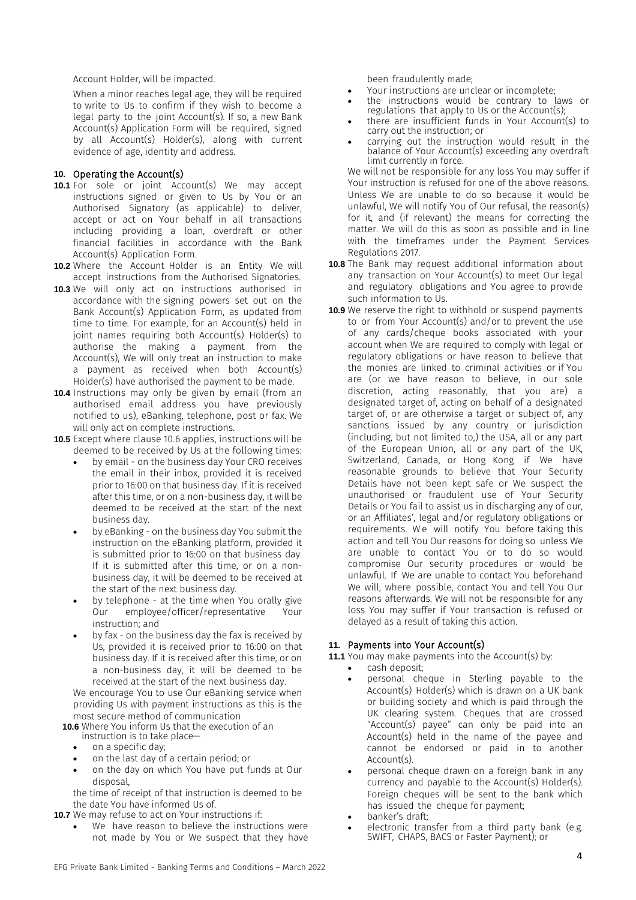Account Holder, will be impacted.

When a minor reaches legal age, they will be required to write to Us to confirm if they wish to become a legal party to the joint Account(s). If so, a new Bank Account(s) Application Form will be required, signed by all Account(s) Holder(s), along with current evidence of age, identity and address.

## 10. Operating the Account(s)

**10.1** For sole or joint Account(s) We may accept instructions signed or given to Us by You or an Authorised Signatory (as applicable) to deliver, accept or act on Your behalf in all transactions including providing a loan, overdraft or other financial facilities in accordance with the Bank Account(s) Application Form.

**10.2** Where the Account Holder is an Entity We will accept instructions from the Authorised Signatories.

**10.3** We will only act on instructions authorised in accordance with the signing powers set out on the Bank Account(s) Application Form, as updated from time to time. For example, for an Account(s) held in joint names requiring both Account(s) Holder(s) to authorise the making a payment from the Account(s), We will only treat an instruction to make a payment as received when both Account(s) Holder(s) have authorised the payment to be made.

**10.4** Instructions may only be given by email (from an authorised email address you have previously notified to us), eBanking, telephone, post or fax. We will only act on complete instructions.

**10.5** Except where clause 10.6 applies, instructions will be deemed to be received by Us at the following times:

- by email - on the business day Your CRO receives the email in their inbox, provided it is received prior to 16:00 on that business day. If it is received after this time, or on a non-business day, it will be deemed to be received at the start of the next business day.
- by eBanking - on the business day You submit the instruction on the eBanking platform, provided it is submitted prior to 16:00 on that business day. If it is submitted after this time, or on a non-business day, it will be deemed to be received at the start of the next business day.
- by telephone - at the time when You orally give Our employee/officer/representative Your instruction; and
- by fax - on the business day the fax is received by Us, provided it is received prior to 16:00 on that business day. If it is received after this time, or on a non-business day, it will be deemed to be received at the start of the next business day.

We encourage You to use Our eBanking service when providing Us with payment instructions as this is the most secure method of communication

**10.6** Where You inform Us that the execution of an instruction is to take place—

- on a specific day;
- on the last day of a certain period; or
- on the day on which You have put funds at Our disposal,

the time of receipt of that instruction is deemed to be the date You have informed Us of.

**10.7** We may refuse to act on Your instructions if:

- We have reason to believe the instructions were not made by You or We suspect that they have been fraudulently made;
- Your instructions are unclear or incomplete;
- the instructions would be contrary to laws or regulations that apply to Us or the Account(s);
- there are insufficient funds in Your Account(s) to carry out the instruction; or
- carrying out the instruction would result in the balance of Your Account(s) exceeding any overdraft limit currently in force.

We will not be responsible for any loss You may suffer if Your instruction is refused for one of the above reasons. Unless We are unable to do so because it would be unlawful, We will notify You of Our refusal, the reason(s) for it, and (if relevant) the means for correcting the matter. We will do this as soon as possible and in line with the timeframes under the Payment Services Regulations 2017.

**10.8** The Bank may request additional information about any transaction on Your Account(s) to meet Our legal and regulatory obligations and You agree to provide such information to Us.

**10.9** We reserve the right to withhold or suspend payments to or from Your Account(s) and/or to prevent the use of any cards/cheque books associated with your account when We are required to comply with legal or regulatory obligations or have reason to believe that the monies are linked to criminal activities or if You are (or we have reason to believe, in our sole discretion, acting reasonably, that you are) a designated target of, acting on behalf of a designated target of, or are otherwise a target or subject of, any sanctions issued by any country or jurisdiction (including, but not limited to,) the USA, all or any part of the European Union, all or any part of the UK, Switzerland, Canada, or Hong Kong if We have reasonable grounds to believe that Your Security Details have not been kept safe or We suspect the unauthorised or fraudulent use of Your Security Details or You fail to assist us in discharging any of our, or an Affiliates', legal and/or regulatory obligations or requirements. We will notify You before taking this action and tell You Our reasons for doing so unless We are unable to contact You or to do so would compromise Our security procedures or would be unlawful. If We are unable to contact You beforehand We will, where possible, contact You and tell You Our reasons afterwards. We will not be responsible for any loss You may suffer if Your transaction is refused or delayed as a result of taking this action.

## 11. Payments into Your Account(s)

**11.1** You may make payments into the Account(s) by:

- cash deposit;
- personal cheque in Sterling payable to the Account(s) Holder(s) which is drawn on a UK bank or building society and which is paid through the UK clearing system. Cheques that are crossed "Account(s) payee" can only be paid into an Account(s) held in the name of the payee and cannot be endorsed or paid in to another Account(s).
- personal cheque drawn on a foreign bank in any currency and payable to the Account(s) Holder(s). Foreign cheques will be sent to the bank which has issued the cheque for payment;
- banker's draft;
- electronic transfer from a third party bank (e.g. SWIFT, CHAPS, BACS or Faster Payment); or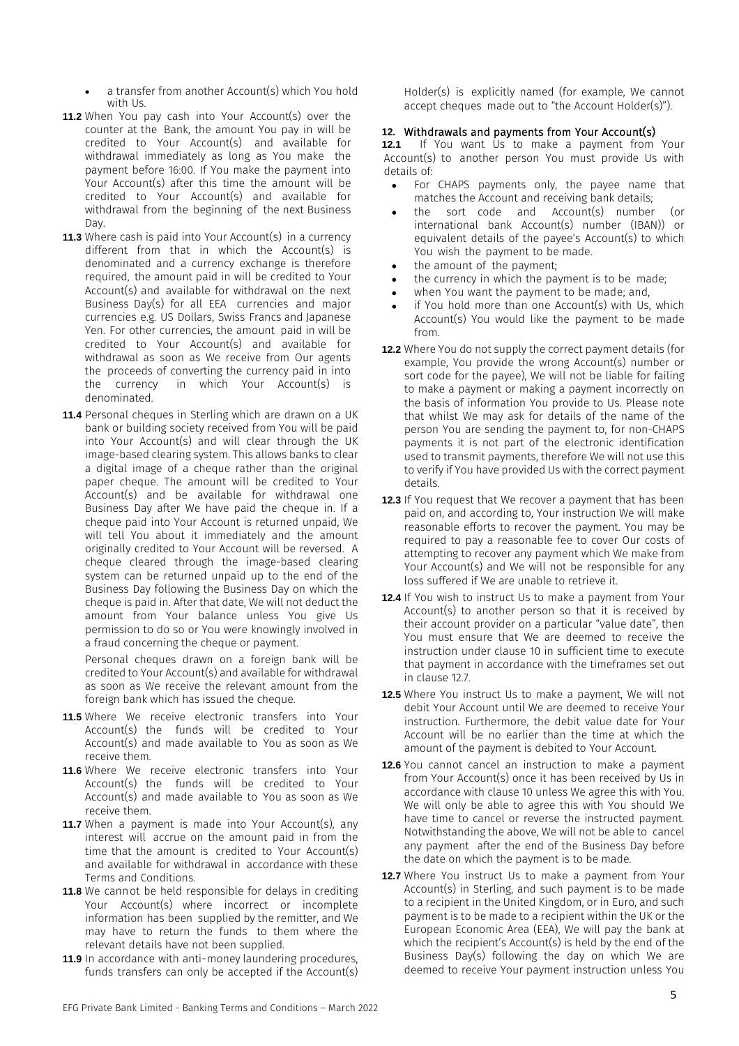- a transfer from another Account(s) which You hold with Us.

**11.2** When You pay cash into Your Account(s) over the counter at the Bank, the amount You pay in will be credited to Your Account(s) and available for withdrawal immediately as long as You make the payment before 16:00. If You make the payment into Your Account(s) after this time the amount will be credited to Your Account(s) and available for withdrawal from the beginning of the next Business Day.

**11.3** Where cash is paid into Your Account(s) in a currency different from that in which the Account(s) is denominated and a currency exchange is therefore required, the amount paid in will be credited to Your Account(s) and available for withdrawal on the next Business Day(s) for all EEA currencies and major currencies e.g. US Dollars, Swiss Francs and Japanese Yen. For other currencies, the amount paid in will be credited to Your Account(s) and available for withdrawal as soon as We receive from Our agents the proceeds of converting the currency paid in into the currency in which Your Account(s) is denominated.

**11.4** Personal cheques in Sterling which are drawn on a UK bank or building society received from You will be paid into Your Account(s) and will clear through the UK image-based clearing system. This allows banks to clear a digital image of a cheque rather than the original paper cheque. The amount will be credited to Your Account(s) and be available for withdrawal one Business Day after We have paid the cheque in. If a cheque paid into Your Account is returned unpaid, We will tell You about it immediately and the amount originally credited to Your Account will be reversed. A cheque cleared through the image-based clearing system can be returned unpaid up to the end of the Business Day following the Business Day on which the cheque is paid in. After that date, We will not deduct the amount from Your balance unless You give Us permission to do so or You were knowingly involved in a fraud concerning the cheque or payment.

Personal cheques drawn on a foreign bank will be credited to Your Account(s) and available for withdrawal as soon as We receive the relevant amount from the foreign bank which has issued the cheque.

**11.5** Where We receive electronic transfers into Your Account(s) the funds will be credited to Your Account(s) and made available to You as soon as We receive them.

**11.6** Where We receive electronic transfers into Your Account(s) the funds will be credited to Your Account(s) and made available to You as soon as We receive them.

**11.7** When a payment is made into Your Account(s), any interest will accrue on the amount paid in from the time that the amount is credited to Your Account(s) and available for withdrawal in accordance with these Terms and Conditions.

**11.8** We cannot be held responsible for delays in crediting Your Account(s) where incorrect or incomplete information has been supplied by the remitter, and We may have to return the funds to them where the relevant details have not been supplied.

**11.9** In accordance with anti-money laundering procedures, funds transfers can only be accepted if the Account(s) Holder(s) is explicitly named (for example, We cannot accept cheques made out to "the Account Holder(s)").

## 12. Withdrawals and payments from Your Account(s)

**12.1** If You want Us to make a payment from Your Account(s) to another person You must provide Us with details of:

- For CHAPS payments only, the payee name that matches the Account and receiving bank details;
- the sort code and Account(s) number (or international bank Account(s) number (IBAN)) or equivalent details of the payee's Account(s) to which You wish the payment to be made.
- the amount of the payment;
- the currency in which the payment is to be made;
- when You want the payment to be made; and,
- if You hold more than one Account(s) with Us, which Account(s) You would like the payment to be made from.

**12.2** Where You do not supply the correct payment details (for example, You provide the wrong Account(s) number or sort code for the payee), We will not be liable for failing to make a payment or making a payment incorrectly on the basis of information You provide to Us. Please note that whilst We may ask for details of the name of the person You are sending the payment to, for non-CHAPS payments it is not part of the electronic identification used to transmit payments, therefore We will not use this to verify if You have provided Us with the correct payment details.

**12.3** If You request that We recover a payment that has been paid on, and according to, Your instruction We will make reasonable efforts to recover the payment. You may be required to pay a reasonable fee to cover Our costs of attempting to recover any payment which We make from Your Account(s) and We will not be responsible for any loss suffered if We are unable to retrieve it.

**12.4** If You wish to instruct Us to make a payment from Your Account(s) to another person so that it is received by their account provider on a particular "value date", then You must ensure that We are deemed to receive the instruction under clause 10 in sufficient time to execute that payment in accordance with the timeframes set out in clause 12.7.

**12.5** Where You instruct Us to make a payment, We will not debit Your Account until We are deemed to receive Your instruction. Furthermore, the debit value date for Your Account will be no earlier than the time at which the amount of the payment is debited to Your Account.

**12.6** You cannot cancel an instruction to make a payment from Your Account(s) once it has been received by Us in accordance with clause 10 unless We agree this with You. We will only be able to agree this with You should We have time to cancel or reverse the instructed payment. Notwithstanding the above, We will not be able to cancel any payment after the end of the Business Day before the date on which the payment is to be made.

**12.7** Where You instruct Us to make a payment from Your Account(s) in Sterling, and such payment is to be made to a recipient in the United Kingdom, or in Euro, and such payment is to be made to a recipient within the UK or the European Economic Area (EEA), We will pay the bank at which the recipient's Account(s) is held by the end of the Business Day(s) following the day on which We are deemed to receive Your payment instruction unless You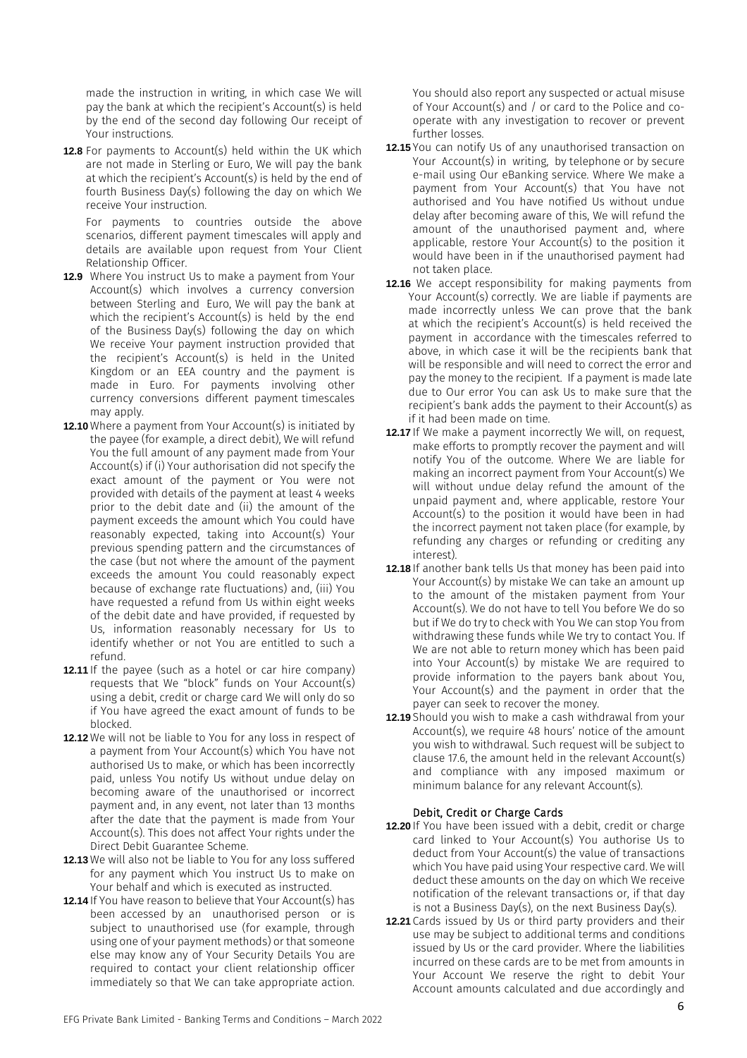made the instruction in writing, in which case We will pay the bank at which the recipient's Account(s) is held by the end of the second day following Our receipt of Your instructions.

**12.8** For payments to Account(s) held within the UK which are not made in Sterling or Euro, We will pay the bank at which the recipient's Account(s) is held by the end of fourth Business Day(s) following the day on which We receive Your instruction.

For payments to countries outside the above scenarios, different payment timescales will apply and details are available upon request from Your Client Relationship Officer.

**12.9** Where You instruct Us to make a payment from Your Account(s) which involves a currency conversion between Sterling and Euro, We will pay the bank at which the recipient's Account(s) is held by the end of the Business Day(s) following the day on which We receive Your payment instruction provided that the recipient's Account(s) is held in the United Kingdom or an EEA country and the payment is made in Euro. For payments involving other currency conversions different payment timescales may apply.

**12.10** Where a payment from Your Account(s) is initiated by the payee (for example, a direct debit), We will refund You the full amount of any payment made from Your Account(s) if (i) Your authorisation did not specify the exact amount of the payment or You were not provided with details of the payment at least 4 weeks prior to the debit date and (ii) the amount of the payment exceeds the amount which You could have reasonably expected, taking into Account(s) Your previous spending pattern and the circumstances of the case (but not where the amount of the payment exceeds the amount You could reasonably expect because of exchange rate fluctuations) and, (iii) You have requested a refund from Us within eight weeks of the debit date and have provided, if requested by Us, information reasonably necessary for Us to identify whether or not You are entitled to such a refund.

**12.11** If the payee (such as a hotel or car hire company) requests that We "block" funds on Your Account(s) using a debit, credit or charge card We will only do so if You have agreed the exact amount of funds to be blocked.

**12.12** We will not be liable to You for any loss in respect of a payment from Your Account(s) which You have not authorised Us to make, or which has been incorrectly paid, unless You notify Us without undue delay on becoming aware of the unauthorised or incorrect payment and, in any event, not later than 13 months after the date that the payment is made from Your Account(s). This does not affect Your rights under the Direct Debit Guarantee Scheme.

**12.13** We will also not be liable to You for any loss suffered for any payment which You instruct Us to make on Your behalf and which is executed as instructed.

**12.14** If You have reason to believe that Your Account(s) has been accessed by an unauthorised person or is subject to unauthorised use (for example, through using one of your payment methods) or that someone else may know any of Your Security Details You are required to contact your client relationship officer immediately so that We can take appropriate action. You should also report any suspected or actual misuse of Your Account(s) and / or card to the Police and co-operate with any investigation to recover or prevent further losses.

**12.15** You can notify Us of any unauthorised transaction on Your Account(s) in writing, by telephone or by secure e-mail using Our eBanking service. Where We make a payment from Your Account(s) that You have not authorised and You have notified Us without undue delay after becoming aware of this, We will refund the amount of the unauthorised payment and, where applicable, restore Your Account(s) to the position it would have been in if the unauthorised payment had not taken place.

**12.16** We accept responsibility for making payments from Your Account(s) correctly. We are liable if payments are made incorrectly unless We can prove that the bank at which the recipient's Account(s) is held received the payment in accordance with the timescales referred to above, in which case it will be the recipients bank that will be responsible and will need to correct the error and pay the money to the recipient. If a payment is made late due to Our error You can ask Us to make sure that the recipient's bank adds the payment to their Account(s) as if it had been made on time.

**12.17** If We make a payment incorrectly We will, on request, make efforts to promptly recover the payment and will notify You of the outcome. Where We are liable for making an incorrect payment from Your Account(s) We will without undue delay refund the amount of the unpaid payment and, where applicable, restore Your Account(s) to the position it would have been in had the incorrect payment not taken place (for example, by refunding any charges or refunding or crediting any interest).

**12.18** If another bank tells Us that money has been paid into Your Account(s) by mistake We can take an amount up to the amount of the mistaken payment from Your Account(s). We do not have to tell You before We do so but if We do try to check with You We can stop You from withdrawing these funds while We try to contact You. If We are not able to return money which has been paid into Your Account(s) by mistake We are required to provide information to the payers bank about You, Your Account(s) and the payment in order that the payer can seek to recover the money.

**12.19** Should you wish to make a cash withdrawal from your Account(s), we require 48 hours' notice of the amount you wish to withdrawal. Such request will be subject to clause 17.6, the amount held in the relevant Account(s) and compliance with any imposed maximum or minimum balance for any relevant Account(s).

### Debit, Credit or Charge Cards

**12.20** If You have been issued with a debit, credit or charge card linked to Your Account(s) You authorise Us to deduct from Your Account(s) the value of transactions which You have paid using Your respective card. We will deduct these amounts on the day on which We receive notification of the relevant transactions or, if that day is not a Business Day(s), on the next Business Day(s).

**12.21** Cards issued by Us or third party providers and their use may be subject to additional terms and conditions issued by Us or the card provider. Where the liabilities incurred on these cards are to be met from amounts in Your Account We reserve the right to debit Your Account amounts calculated and due accordingly and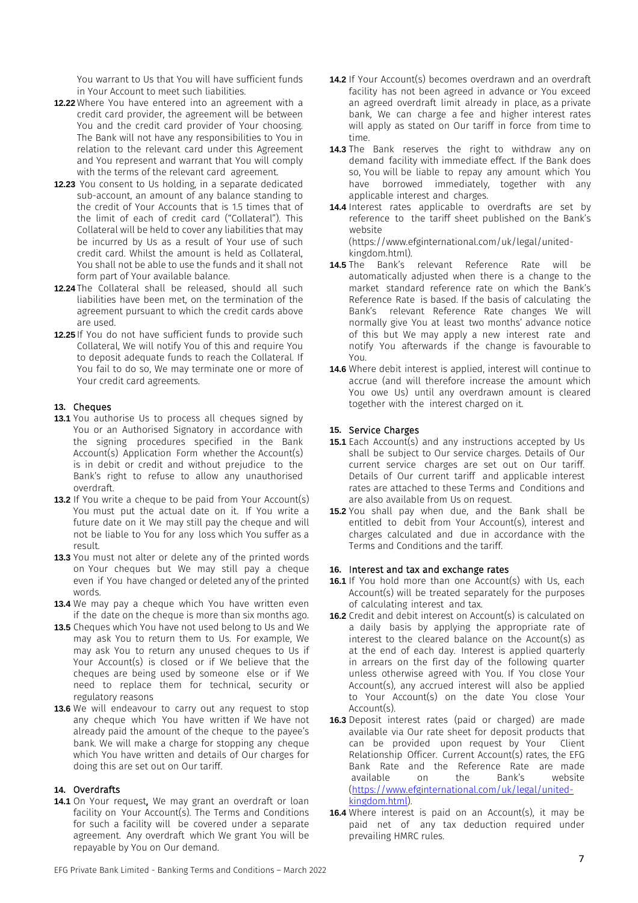You warrant to Us that You will have sufficient funds in Your Account to meet such liabilities.

**12.22** Where You have entered into an agreement with a credit card provider, the agreement will be between You and the credit card provider of Your choosing. The Bank will not have any responsibilities to You in relation to the relevant card under this Agreement and You represent and warrant that You will comply with the terms of the relevant card agreement.

**12.23** You consent to Us holding, in a separate dedicated sub-account, an amount of any balance standing to the credit of Your Accounts that is 1.5 times that of the limit of each of credit card ("Collateral"). This Collateral will be held to cover any liabilities that may be incurred by Us as a result of Your use of such credit card. Whilst the amount is held as Collateral, You shall not be able to use the funds and it shall not form part of Your available balance.

**12.24** The Collateral shall be released, should all such liabilities have been met, on the termination of the agreement pursuant to which the credit cards above are used.

**12.25** If You do not have sufficient funds to provide such Collateral, We will notify You of this and require You to deposit adequate funds to reach the Collateral. If You fail to do so, We may terminate one or more of Your credit card agreements.

## 13. Cheques

**13.1** You authorise Us to process all cheques signed by You or an Authorised Signatory in accordance with the signing procedures specified in the Bank Account(s) Application Form whether the Account(s) is in debit or credit and without prejudice to the Bank's right to refuse to allow any unauthorised overdraft.

**13.2** If You write a cheque to be paid from Your Account(s) You must put the actual date on it. If You write a future date on it We may still pay the cheque and will not be liable to You for any loss which You suffer as a result.

**13.3** You must not alter or delete any of the printed words on Your cheques but We may still pay a cheque even if You have changed or deleted any of the printed words.

**13.4** We may pay a cheque which You have written even if the date on the cheque is more than six months ago.

**13.5** Cheques which You have not used belong to Us and We may ask You to return them to Us. For example, We may ask You to return any unused cheques to Us if Your Account(s) is closed or if We believe that the cheques are being used by someone else or if We need to replace them for technical, security or regulatory reasons

**13.6** We will endeavour to carry out any request to stop any cheque which You have written if We have not already paid the amount of the cheque to the payee's bank. We will make a charge for stopping any cheque which You have written and details of Our charges for doing this are set out on Our tariff.

## 14. Overdrafts

**14.1** On Your request, We may grant an overdraft or loan facility on Your Account(s). The Terms and Conditions for such a facility will be covered under a separate agreement. Any overdraft which We grant You will be repayable by You on Our demand.

**14.2** If Your Account(s) becomes overdrawn and an overdraft facility has not been agreed in advance or You exceed an agreed overdraft limit already in place, as a private bank, We can charge a fee and higher interest rates will apply as stated on Our tariff in force from time to time.

**14.3** The Bank reserves the right to withdraw any on demand facility with immediate effect. If the Bank does so, You will be liable to repay any amount which You have borrowed immediately, together with any applicable interest and charges.

**14.4** Interest rates applicable to overdrafts are set by reference to the tariff sheet published on the Bank's website (https://www.efginternational.com/uk/legal/united-kingdom.html).

**14.5** The Bank's relevant Reference Rate will be automatically adjusted when there is a change to the market standard reference rate on which the Bank's Reference Rate is based. If the basis of calculating the Bank's relevant Reference Rate changes We will normally give You at least two months' advance notice of this but We may apply a new interest rate and notify You afterwards if the change is favourable to You.

**14.6** Where debit interest is applied, interest will continue to accrue (and will therefore increase the amount which You owe Us) until any overdrawn amount is cleared together with the interest charged on it.

## 15. Service Charges

**15.1** Each Account(s) and any instructions accepted by Us shall be subject to Our service charges. Details of Our current service charges are set out on Our tariff. Details of Our current tariff and applicable interest rates are attached to these Terms and Conditions and are also available from Us on request.

**15.2** You shall pay when due, and the Bank shall be entitled to debit from Your Account(s), interest and charges calculated and due in accordance with the Terms and Conditions and the tariff.

## 16. Interest and tax and exchange rates

**16.1** If You hold more than one Account(s) with Us, each Account(s) will be treated separately for the purposes of calculating interest and tax.

**16.2** Credit and debit interest on Account(s) is calculated on a daily basis by applying the appropriate rate of interest to the cleared balance on the Account(s) as at the end of each day. Interest is applied quarterly in arrears on the first day of the following quarter unless otherwise agreed with You. If You close Your Account(s), any accrued interest will also be applied to Your Account(s) on the date You close Your Account(s).

**16.3** Deposit interest rates (paid or charged) are made available via Our rate sheet for deposit products that can be provided upon request by Your Client Relationship Officer. Current Account(s) rates, the EFG Bank Rate and the Reference Rate are made available on the Bank's website (https://www.efginternational.com/uk/legal/united-kingdom.html).

**16.4** Where interest is paid on an Account(s), it may be paid net of any tax deduction required under prevailing HMRC rules.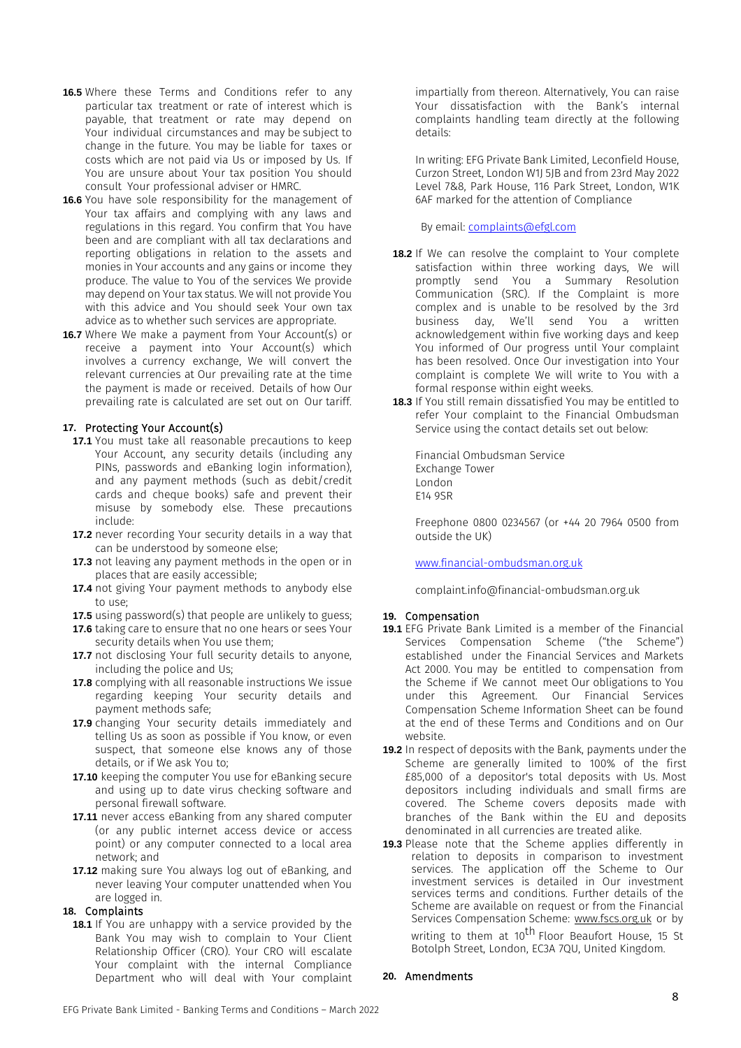**16.5** Where these Terms and Conditions refer to any particular tax treatment or rate of interest which is payable, that treatment or rate may depend on Your individual circumstances and may be subject to change in the future. You may be liable for taxes or costs which are not paid via Us or imposed by Us. If You are unsure about Your tax position You should consult Your professional adviser or HMRC.

**16.6** You have sole responsibility for the management of Your tax affairs and complying with any laws and regulations in this regard. You confirm that You have been and are compliant with all tax declarations and reporting obligations in relation to the assets and monies in Your accounts and any gains or income they produce. The value to You of the services We provide may depend on Your tax status. We will not provide You with this advice and You should seek Your own tax advice as to whether such services are appropriate.

**16.7** Where We make a payment from Your Account(s) or receive a payment into Your Account(s) which involves a currency exchange, We will convert the relevant currencies at Our prevailing rate at the time the payment is made or received. Details of how Our prevailing rate is calculated are set out on Our tariff.

## 17. Protecting Your Account(s)

**17.1** You must take all reasonable precautions to keep Your Account, any security details (including any PINs, passwords and eBanking login information), and any payment methods (such as debit/credit cards and cheque books) safe and prevent their misuse by somebody else. These precautions include:

**17.2** never recording Your security details in a way that can be understood by someone else;

**17.3** not leaving any payment methods in the open or in places that are easily accessible;

**17.4** not giving Your payment methods to anybody else to use;

**17.5** using password(s) that people are unlikely to guess;

**17.6** taking care to ensure that no one hears or sees Your security details when You use them;

**17.7** not disclosing Your full security details to anyone, including the police and Us;

**17.8** complying with all reasonable instructions We issue regarding keeping Your security details and payment methods safe;

**17.9** changing Your security details immediately and telling Us as soon as possible if You know, or even suspect, that someone else knows any of those details, or if We ask You to;

**17.10** keeping the computer You use for eBanking secure and using up to date virus checking software and personal firewall software.

**17.11** never access eBanking from any shared computer (or any public internet access device or access point) or any computer connected to a local area network; and

**17.12** making sure You always log out of eBanking, and never leaving Your computer unattended when You are logged in.

## 18. Complaints

**18.1** If You are unhappy with a service provided by the Bank You may wish to complain to Your Client Relationship Officer (CRO). Your CRO will escalate Your complaint with the internal Compliance Department who will deal with Your complaint impartially from thereon. Alternatively, You can raise Your dissatisfaction with the Bank's internal complaints handling team directly at the following details:

In writing: EFG Private Bank Limited, Leconfield House, Curzon Street, London W1J 5JB and from 23rd May 2022 Level 7&8, Park House, 116 Park Street, London, W1K 6AF marked for the attention of Compliance

By email: complaints@efgl.com

**18.2** If We can resolve the complaint to Your complete satisfaction within three working days, We will promptly send You a Summary Resolution Communication (SRC). If the Complaint is more complex and is unable to be resolved by the 3rd business day, We'll send You a written acknowledgement within five working days and keep You informed of Our progress until Your complaint has been resolved. Once Our investigation into Your complaint is complete We will write to You with a formal response within eight weeks.

**18.3** If You still remain dissatisfied You may be entitled to refer Your complaint to the Financial Ombudsman Service using the contact details set out below:

Financial Ombudsman Service
Exchange Tower
London
E14 9SR

Freephone 0800 0234567 (or +44 20 7964 0500 from outside the UK)

www.financial-ombudsman.org.uk

complaint.info@financial-ombudsman.org.uk

## 19. Compensation

**19.1** EFG Private Bank Limited is a member of the Financial Services Compensation Scheme ("the Scheme") established under the Financial Services and Markets Act 2000. You may be entitled to compensation from the Scheme if We cannot meet Our obligations to You under this Agreement. Our Financial Services Compensation Scheme Information Sheet can be found at the end of these Terms and Conditions and on Our website.

**19.2** In respect of deposits with the Bank, payments under the Scheme are generally limited to 100% of the first £85,000 of a depositor's total deposits with Us. Most depositors including individuals and small firms are covered. The Scheme covers deposits made with branches of the Bank within the EU and deposits denominated in all currencies are treated alike.

**19.3** Please note that the Scheme applies differently in relation to deposits in comparison to investment services. The application off the Scheme to Our investment services is detailed in Our investment services terms and conditions. Further details of the Scheme are available on request or from the Financial Services Compensation Scheme: www.fscs.org.uk or by writing to them at 10th Floor Beaufort House, 15 St Botolph Street, London, EC3A 7QU, United Kingdom.

## 20. Amendments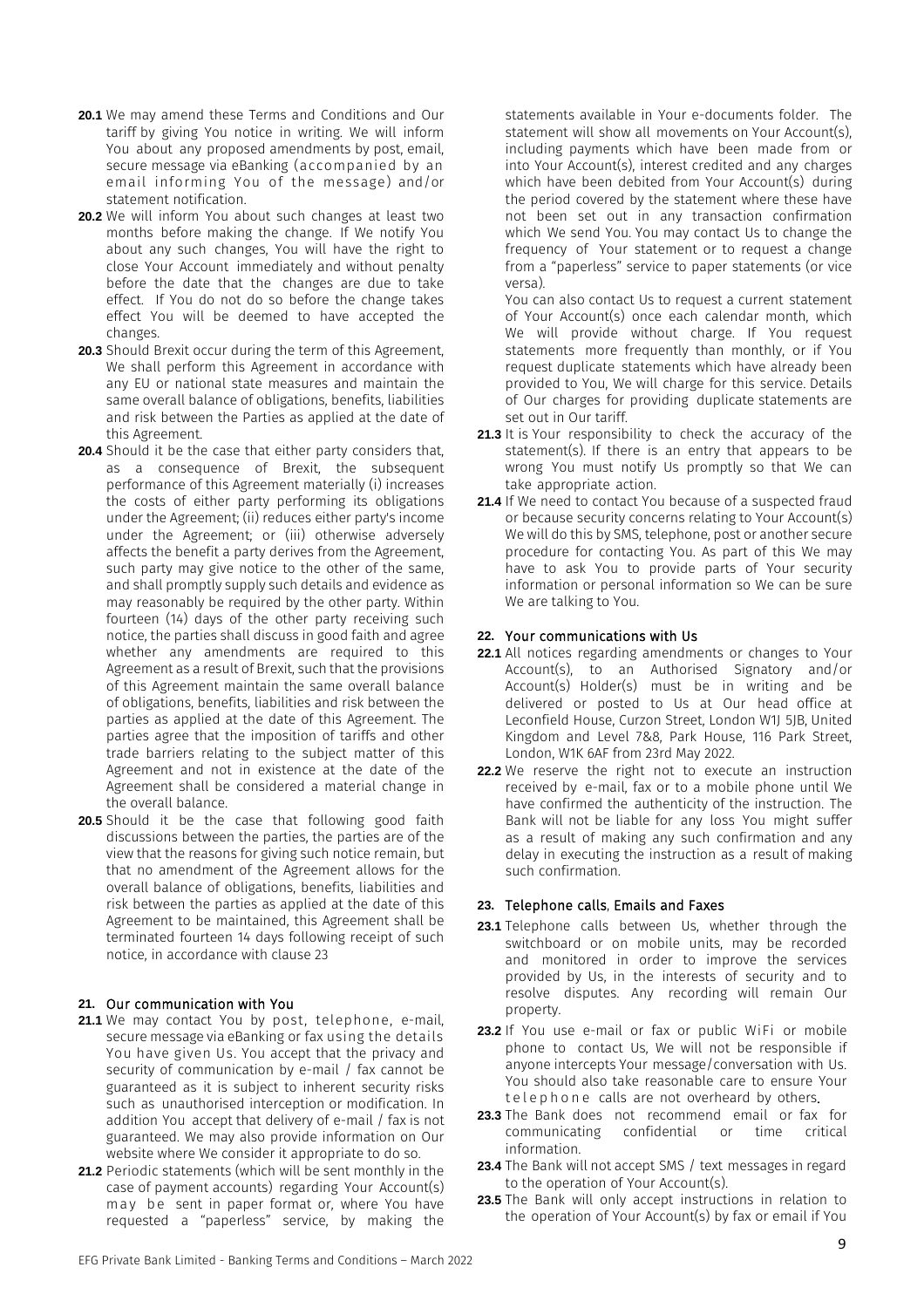**20.1** We may amend these Terms and Conditions and Our tariff by giving You notice in writing. We will inform You about any proposed amendments by post, email, secure message via eBanking (accompanied by an email informing You of the message) and/or statement notification.

**20.2** We will inform You about such changes at least two months before making the change. If We notify You about any such changes, You will have the right to close Your Account immediately and without penalty before the date that the changes are due to take effect. If You do not do so before the change takes effect You will be deemed to have accepted the changes.

**20.3** Should Brexit occur during the term of this Agreement, We shall perform this Agreement in accordance with any EU or national state measures and maintain the same overall balance of obligations, benefits, liabilities and risk between the Parties as applied at the date of this Agreement.

**20.4** Should it be the case that either party considers that, as a consequence of Brexit, the subsequent performance of this Agreement materially (i) increases the costs of either party performing its obligations under the Agreement; (ii) reduces either party's income under the Agreement; or (iii) otherwise adversely affects the benefit a party derives from the Agreement, such party may give notice to the other of the same, and shall promptly supply such details and evidence as may reasonably be required by the other party. Within fourteen (14) days of the other party receiving such notice, the parties shall discuss in good faith and agree whether any amendments are required to this Agreement as a result of Brexit, such that the provisions of this Agreement maintain the same overall balance of obligations, benefits, liabilities and risk between the parties as applied at the date of this Agreement. The parties agree that the imposition of tariffs and other trade barriers relating to the subject matter of this Agreement and not in existence at the date of the Agreement shall be considered a material change in the overall balance.

**20.5** Should it be the case that following good faith discussions between the parties, the parties are of the view that the reasons for giving such notice remain, but that no amendment of the Agreement allows for the overall balance of obligations, benefits, liabilities and risk between the parties as applied at the date of this Agreement to be maintained, this Agreement shall be terminated fourteen 14 days following receipt of such notice, in accordance with clause 23

## 21. Our communication with You

**21.1** We may contact You by post, telephone, e-mail, secure message via eBanking or fax using the details You have given Us. You accept that the privacy and security of communication by e-mail / fax cannot be guaranteed as it is subject to inherent security risks such as unauthorised interception or modification. In addition You accept that delivery of e-mail / fax is not guaranteed. We may also provide information on Our website where We consider it appropriate to do so.

**21.2** Periodic statements (which will be sent monthly in the case of payment accounts) regarding Your Account(s) may be sent in paper format or, where You have requested a "paperless" service, by making the statements available in Your e-documents folder. The statement will show all movements on Your Account(s), including payments which have been made from or into Your Account(s), interest credited and any charges which have been debited from Your Account(s) during the period covered by the statement where these have not been set out in any transaction confirmation which We send You. You may contact Us to change the frequency of Your statement or to request a change from a "paperless" service to paper statements (or vice versa).

You can also contact Us to request a current statement of Your Account(s) once each calendar month, which We will provide without charge. If You request statements more frequently than monthly, or if You request duplicate statements which have already been provided to You, We will charge for this service. Details of Our charges for providing duplicate statements are set out in Our tariff.

**21.3** It is Your responsibility to check the accuracy of the statement(s). If there is an entry that appears to be wrong You must notify Us promptly so that We can take appropriate action.

**21.4** If We need to contact You because of a suspected fraud or because security concerns relating to Your Account(s) We will do this by SMS, telephone, post or another secure procedure for contacting You. As part of this We may have to ask You to provide parts of Your security information or personal information so We can be sure We are talking to You.

## 22. Your communications with Us

**22.1** All notices regarding amendments or changes to Your Account(s), to an Authorised Signatory and/or Account(s) Holder(s) must be in writing and be delivered or posted to Us at Our head office at Leconfield House, Curzon Street, London W1J 5JB, United Kingdom and Level 7&8, Park House, 116 Park Street, London, W1K 6AF from 23rd May 2022.

**22.2** We reserve the right not to execute an instruction received by e-mail, fax or to a mobile phone until We have confirmed the authenticity of the instruction. The Bank will not be liable for any loss You might suffer as a result of making any such confirmation and any delay in executing the instruction as a result of making such confirmation.

## 23. Telephone calls, Emails and Faxes

**23.1** Telephone calls between Us, whether through the switchboard or on mobile units, may be recorded and monitored in order to improve the services provided by Us, in the interests of security and to resolve disputes. Any recording will remain Our property.

**23.2** If You use e-mail or fax or public WiFi or mobile phone to contact Us, We will not be responsible if anyone intercepts Your message/conversation with Us. You should also take reasonable care to ensure Your telephone calls are not overheard by others.

**23.3** The Bank does not recommend email or fax for communicating confidential or time critical information.

**23.4** The Bank will not accept SMS / text messages in regard to the operation of Your Account(s).

**23.5** The Bank will only accept instructions in relation to the operation of Your Account(s) by fax or email if You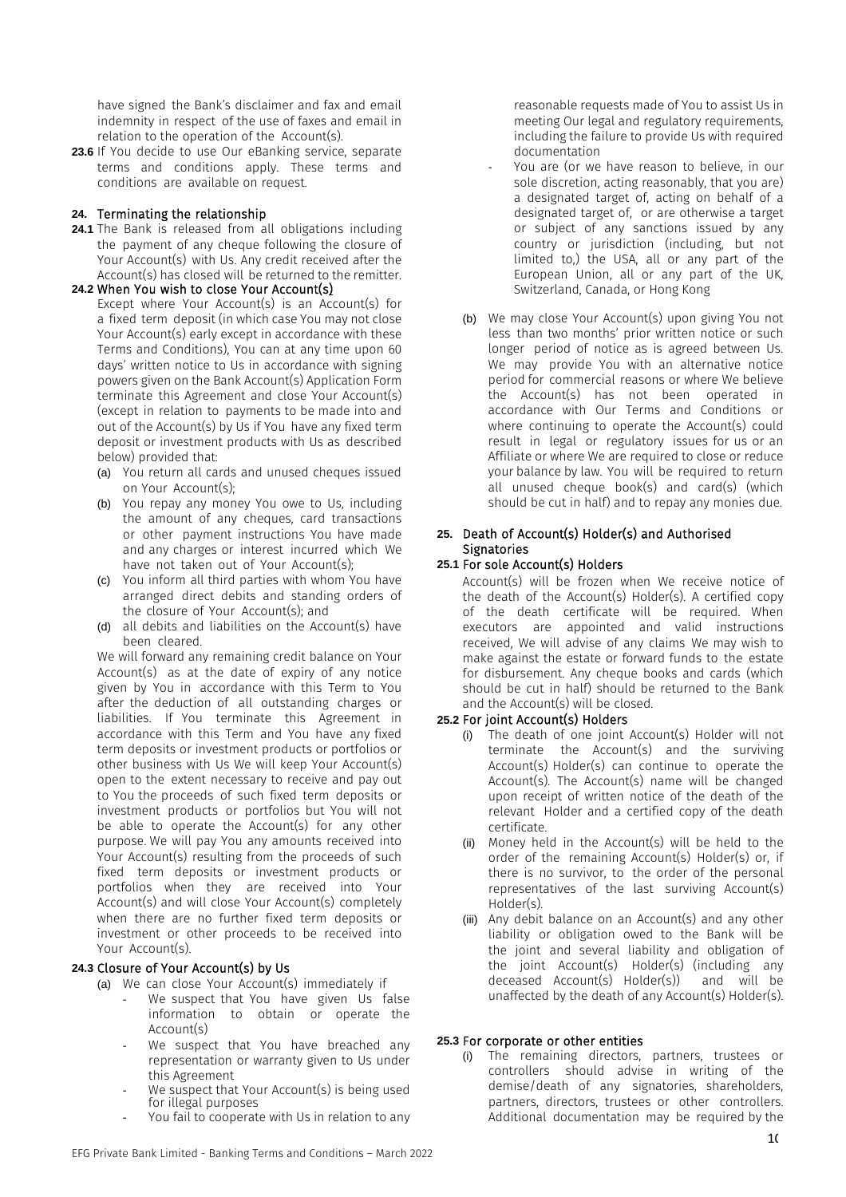have signed the Bank's disclaimer and fax and email indemnity in respect of the use of faxes and email in relation to the operation of the Account(s).

**23.6** If You decide to use Our eBanking service, separate terms and conditions apply. These terms and conditions are available on request.

## 24. Terminating the relationship

**24.1** The Bank is released from all obligations including the payment of any cheque following the closure of Your Account(s) with Us. Any credit received after the Account(s) has closed will be returned to the remitter.

### 24.2 When You wish to close Your Account(s)

Except where Your Account(s) is an Account(s) for a fixed term deposit (in which case You may not close Your Account(s) early except in accordance with these Terms and Conditions), You can at any time upon 60 days' written notice to Us in accordance with signing powers given on the Bank Account(s) Application Form terminate this Agreement and close Your Account(s) (except in relation to payments to be made into and out of the Account(s) by Us if You have any fixed term deposit or investment products with Us as described below) provided that:

(a) You return all cards and unused cheques issued on Your Account(s);

(b) You repay any money You owe to Us, including the amount of any cheques, card transactions or other payment instructions You have made and any charges or interest incurred which We have not taken out of Your Account(s);

(c) You inform all third parties with whom You have arranged direct debits and standing orders of the closure of Your Account(s); and

(d) all debits and liabilities on the Account(s) have been cleared.

We will forward any remaining credit balance on Your Account(s) as at the date of expiry of any notice given by You in accordance with this Term to You after the deduction of all outstanding charges or liabilities. If You terminate this Agreement in accordance with this Term and You have any fixed term deposits or investment products or portfolios or other business with Us We will keep Your Account(s) open to the extent necessary to receive and pay out to You the proceeds of such fixed term deposits or investment products or portfolios but You will not be able to operate the Account(s) for any other purpose. We will pay You any amounts received into Your Account(s) resulting from the proceeds of such fixed term deposits or investment products or portfolios when they are received into Your Account(s) and will close Your Account(s) completely when there are no further fixed term deposits or investment or other proceeds to be received into Your Account(s).

### 24.3 Closure of Your Account(s) by Us

(a) We can close Your Account(s) immediately if

- We suspect that You have given Us false information to obtain or operate the Account(s)
- We suspect that You have breached any representation or warranty given to Us under this Agreement
- We suspect that Your Account(s) is being used for illegal purposes
- You fail to cooperate with Us in relation to any reasonable requests made of You to assist Us in meeting Our legal and regulatory requirements, including the failure to provide Us with required documentation
- You are (or we have reason to believe, in our sole discretion, acting reasonably, that you are) a designated target of, acting on behalf of a designated target of, or are otherwise a target or subject of any sanctions issued by any country or jurisdiction (including, but not limited to,) the USA, all or any part of the European Union, all or any part of the UK, Switzerland, Canada, or Hong Kong

(b) We may close Your Account(s) upon giving You not less than two months' prior written notice or such longer period of notice as is agreed between Us. We may provide You with an alternative notice period for commercial reasons or where We believe the Account(s) has not been operated in accordance with Our Terms and Conditions or where continuing to operate the Account(s) could result in legal or regulatory issues for us or an Affiliate or where We are required to close or reduce your balance by law. You will be required to return all unused cheque book(s) and card(s) (which should be cut in half) and to repay any monies due.

## 25. Death of Account(s) Holder(s) and Authorised Signatories

### 25.1 For sole Account(s) Holders

Account(s) will be frozen when We receive notice of the death of the Account(s) Holder(s). A certified copy of the death certificate will be required. When executors are appointed and valid instructions received, We will advise of any claims We may wish to make against the estate or forward funds to the estate for disbursement. Any cheque books and cards (which should be cut in half) should be returned to the Bank and the Account(s) will be closed.

### 25.2 For joint Account(s) Holders

(i) The death of one joint Account(s) Holder will not terminate the Account(s) and the surviving Account(s) Holder(s) can continue to operate the Account(s). The Account(s) name will be changed upon receipt of written notice of the death of the relevant Holder and a certified copy of the death certificate.

(ii) Money held in the Account(s) will be held to the order of the remaining Account(s) Holder(s) or, if there is no survivor, to the order of the personal representatives of the last surviving Account(s) Holder(s).

(iii) Any debit balance on an Account(s) and any other liability or obligation owed to the Bank will be the joint and several liability and obligation of the joint Account(s) Holder(s) (including any deceased Account(s) Holder(s)) and will be unaffected by the death of any Account(s) Holder(s).

### 25.3 For corporate or other entities

(i) The remaining directors, partners, trustees or controllers should advise in writing of the demise/death of any signatories, shareholders, partners, directors, trustees or other controllers. Additional documentation may be required by the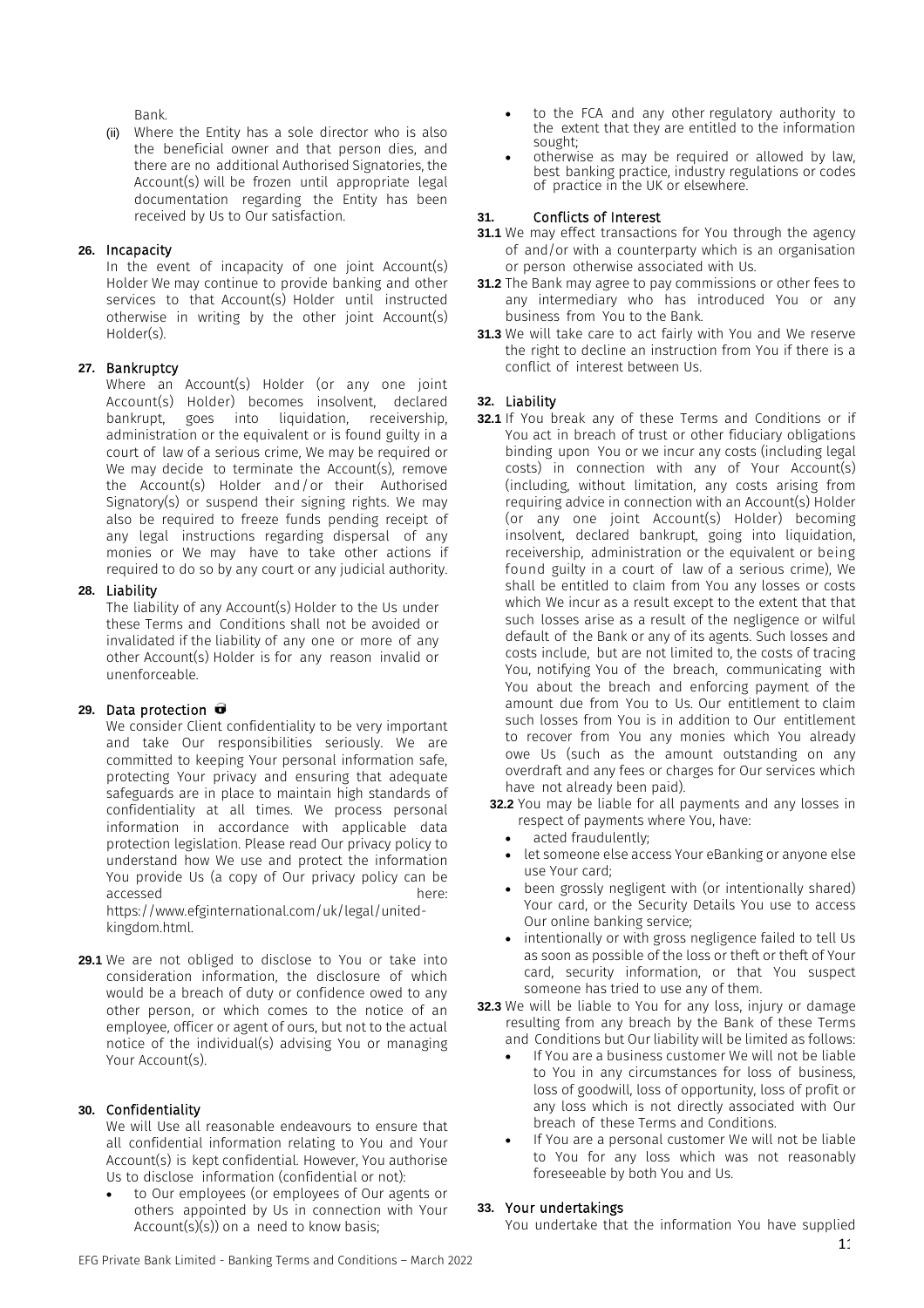Bank.

(ii) Where the Entity has a sole director who is also the beneficial owner and that person dies, and there are no additional Authorised Signatories, the Account(s) will be frozen until appropriate legal documentation regarding the Entity has been received by Us to Our satisfaction.

## 26. Incapacity

In the event of incapacity of one joint Account(s) Holder We may continue to provide banking and other services to that Account(s) Holder until instructed otherwise in writing by the other joint Account(s) Holder(s).

## 27. Bankruptcy

Where an Account(s) Holder (or any one joint Account(s) Holder) becomes insolvent, declared bankrupt, goes into liquidation, receivership, administration or the equivalent or is found guilty in a court of law of a serious crime, We may be required or We may decide to terminate the Account(s), remove the Account(s) Holder and/or their Authorised Signatory(s) or suspend their signing rights. We may also be required to freeze funds pending receipt of any legal instructions regarding dispersal of any monies or We may have to take other actions if required to do so by any court or any judicial authority.

## 28. Liability

The liability of any Account(s) Holder to the Us under these Terms and Conditions shall not be avoided or invalidated if the liability of any one or more of any other Account(s) Holder is for any reason invalid or unenforceable.

## 29. Data protection

We consider Client confidentiality to be very important and take Our responsibilities seriously. We are committed to keeping Your personal information safe, protecting Your privacy and ensuring that adequate safeguards are in place to maintain high standards of confidentiality at all times. We process personal information in accordance with applicable data protection legislation. Please read Our privacy policy to understand how We use and protect the information You provide Us (a copy of Our privacy policy can be accessed here: https://www.efginternational.com/uk/legal/united-kingdom.html.

**29.1** We are not obliged to disclose to You or take into consideration information, the disclosure of which would be a breach of duty or confidence owed to any other person, or which comes to the notice of an employee, officer or agent of ours, but not to the actual notice of the individual(s) advising You or managing Your Account(s).

## 30. Confidentiality

We will Use all reasonable endeavours to ensure that all confidential information relating to You and Your Account(s) is kept confidential. However, You authorise Us to disclose information (confidential or not):

- to Our employees (or employees of Our agents or others appointed by Us in connection with Your Account(s)(s)) on a need to know basis;
- to the FCA and any other regulatory authority to the extent that they are entitled to the information sought;
- otherwise as may be required or allowed by law, best banking practice, industry regulations or codes of practice in the UK or elsewhere.

## 31. Conflicts of Interest

**31.1** We may effect transactions for You through the agency of and/or with a counterparty which is an organisation or person otherwise associated with Us.

**31.2** The Bank may agree to pay commissions or other fees to any intermediary who has introduced You or any business from You to the Bank.

**31.3** We will take care to act fairly with You and We reserve the right to decline an instruction from You if there is a conflict of interest between Us.

## 32. Liability

**32.1** If You break any of these Terms and Conditions or if You act in breach of trust or other fiduciary obligations binding upon You or we incur any costs (including legal costs) in connection with any of Your Account(s) (including, without limitation, any costs arising from requiring advice in connection with an Account(s) Holder (or any one joint Account(s) Holder) becoming insolvent, declared bankrupt, going into liquidation, receivership, administration or the equivalent or being found guilty in a court of law of a serious crime), We shall be entitled to claim from You any losses or costs which We incur as a result except to the extent that that such losses arise as a result of the negligence or wilful default of the Bank or any of its agents. Such losses and costs include, but are not limited to, the costs of tracing You, notifying You of the breach, communicating with You about the breach and enforcing payment of the amount due from You to Us. Our entitlement to claim such losses from You is in addition to Our entitlement to recover from You any monies which You already owe Us (such as the amount outstanding on any overdraft and any fees or charges for Our services which have not already been paid).

**32.2** You may be liable for all payments and any losses in respect of payments where You, have:

- acted fraudulently;
- let someone else access Your eBanking or anyone else use Your card;
- been grossly negligent with (or intentionally shared) Your card, or the Security Details You use to access Our online banking service;
- intentionally or with gross negligence failed to tell Us as soon as possible of the loss or theft or theft of Your card, security information, or that You suspect someone has tried to use any of them.

**32.3** We will be liable to You for any loss, injury or damage resulting from any breach by the Bank of these Terms and Conditions but Our liability will be limited as follows:

- If You are a business customer We will not be liable to You in any circumstances for loss of business, loss of goodwill, loss of opportunity, loss of profit or any loss which is not directly associated with Our breach of these Terms and Conditions.
- If You are a personal customer We will not be liable to You for any loss which was not reasonably foreseeable by both You and Us.

## 33. Your undertakings

You undertake that the information You have supplied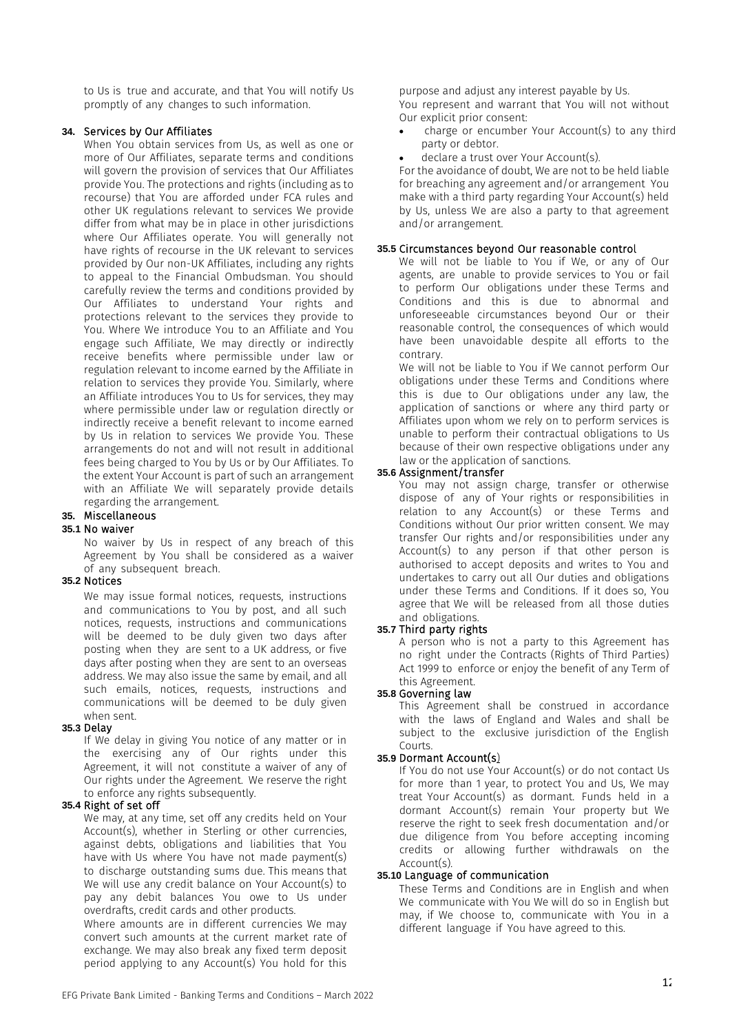to Us is true and accurate, and that You will notify Us promptly of any changes to such information.

## 34. Services by Our Affiliates

When You obtain services from Us, as well as one or more of Our Affiliates, separate terms and conditions will govern the provision of services that Our Affiliates provide You. The protections and rights (including as to recourse) that You are afforded under FCA rules and other UK regulations relevant to services We provide differ from what may be in place in other jurisdictions where Our Affiliates operate. You will generally not have rights of recourse in the UK relevant to services provided by Our non-UK Affiliates, including any rights to appeal to the Financial Ombudsman. You should carefully review the terms and conditions provided by Our Affiliates to understand Your rights and protections relevant to the services they provide to You. Where We introduce You to an Affiliate and You engage such Affiliate, We may directly or indirectly receive benefits where permissible under law or regulation relevant to income earned by the Affiliate in relation to services they provide You. Similarly, where an Affiliate introduces You to Us for services, they may where permissible under law or regulation directly or indirectly receive a benefit relevant to income earned by Us in relation to services We provide You. These arrangements do not and will not result in additional fees being charged to You by Us or by Our Affiliates. To the extent Your Account is part of such an arrangement with an Affiliate We will separately provide details regarding the arrangement.

## 35. Miscellaneous

### 35.1 No waiver

No waiver by Us in respect of any breach of this Agreement by You shall be considered as a waiver of any subsequent breach.

### 35.2 Notices

We may issue formal notices, requests, instructions and communications to You by post, and all such notices, requests, instructions and communications will be deemed to be duly given two days after posting when they are sent to a UK address, or five days after posting when they are sent to an overseas address. We may also issue the same by email, and all such emails, notices, requests, instructions and communications will be deemed to be duly given when sent.

### 35.3 Delay

If We delay in giving You notice of any matter or in the exercising any of Our rights under this Agreement, it will not constitute a waiver of any of Our rights under the Agreement. We reserve the right to enforce any rights subsequently.

### 35.4 Right of set off

We may, at any time, set off any credits held on Your Account(s), whether in Sterling or other currencies, against debts, obligations and liabilities that You have with Us where You have not made payment(s) to discharge outstanding sums due. This means that We will use any credit balance on Your Account(s) to pay any debit balances You owe to Us under overdrafts, credit cards and other products.

Where amounts are in different currencies We may convert such amounts at the current market rate of exchange. We may also break any fixed term deposit period applying to any Account(s) You hold for this purpose and adjust any interest payable by Us.

You represent and warrant that You will not without Our explicit prior consent:

- charge or encumber Your Account(s) to any third party or debtor.
- declare a trust over Your Account(s).

For the avoidance of doubt, We are not to be held liable for breaching any agreement and/or arrangement You make with a third party regarding Your Account(s) held by Us, unless We are also a party to that agreement and/or arrangement.

### 35.5 Circumstances beyond Our reasonable control

We will not be liable to You if We, or any of Our agents, are unable to provide services to You or fail to perform Our obligations under these Terms and Conditions and this is due to abnormal and unforeseeable circumstances beyond Our or their reasonable control, the consequences of which would have been unavoidable despite all efforts to the contrary.

We will not be liable to You if We cannot perform Our obligations under these Terms and Conditions where this is due to Our obligations under any law, the application of sanctions or where any third party or Affiliates upon whom we rely on to perform services is unable to perform their contractual obligations to Us because of their own respective obligations under any law or the application of sanctions.

### 35.6 Assignment/transfer

You may not assign charge, transfer or otherwise dispose of any of Your rights or responsibilities in relation to any Account(s) or these Terms and Conditions without Our prior written consent. We may transfer Our rights and/or responsibilities under any Account(s) to any person if that other person is authorised to accept deposits and writes to You and undertakes to carry out all Our duties and obligations under these Terms and Conditions. If it does so, You agree that We will be released from all those duties and obligations.

### 35.7 Third party rights

A person who is not a party to this Agreement has no right under the Contracts (Rights of Third Parties) Act 1999 to enforce or enjoy the benefit of any Term of this Agreement.

### 35.8 Governing law

This Agreement shall be construed in accordance with the laws of England and Wales and shall be subject to the exclusive jurisdiction of the English Courts.

### 35.9 Dormant Account(s)

If You do not use Your Account(s) or do not contact Us for more than 1 year, to protect You and Us, We may treat Your Account(s) as dormant. Funds held in a dormant Account(s) remain Your property but We reserve the right to seek fresh documentation and/or due diligence from You before accepting incoming credits or allowing further withdrawals on the Account(s).

### 35.10 Language of communication

These Terms and Conditions are in English and when We communicate with You We will do so in English but may, if We choose to, communicate with You in a different language if You have agreed to this.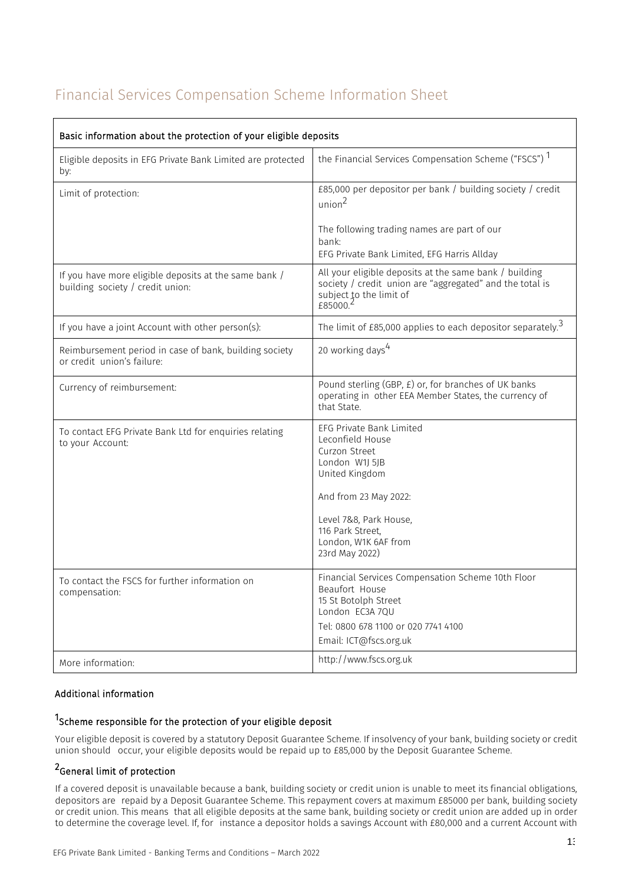# Financial Services Compensation Scheme Information Sheet

| Basic information about the protection of your eligible deposits | |
|---|---|
| Eligible deposits in EFG Private Bank Limited are protected by: | the Financial Services Compensation Scheme ("FSCS") [1] |
| Limit of protection: | £85,000 per depositor per bank / building society / credit union[2]<br><br>The following trading names are part of our bank:<br>EFG Private Bank Limited, EFG Harris Allday |
| If you have more eligible deposits at the same bank / building society / credit union: | All your eligible deposits at the same bank / building society / credit union are "aggregated" and the total is subject to the limit of £85000.[2] |
| If you have a joint Account with other person(s): | The limit of £85,000 applies to each depositor separately.[3] |
| Reimbursement period in case of bank, building society or credit union's failure: | 20 working days[4] |
| Currency of reimbursement: | Pound sterling (GBP, £) or, for branches of UK banks operating in other EEA Member States, the currency of that State. |
| To contact EFG Private Bank Ltd for enquiries relating to your Account: | EFG Private Bank Limited<br>Leconfield House<br>Curzon Street<br>London W1J 5JB<br>United Kingdom<br><br>And from 23 May 2022:<br><br>Level 7&8, Park House,<br>116 Park Street,<br>London, W1K 6AF from<br>23rd May 2022) |
| To contact the FSCS for further information on compensation: | Financial Services Compensation Scheme 10th Floor<br>Beaufort House<br>15 St Botolph Street<br>London EC3A 7QU<br>Tel: 0800 678 1100 or 020 7741 4100<br>Email: ICT@fscs.org.uk |
| More information: | http://www.fscs.org.uk |

### Additional information

### [1] Scheme responsible for the protection of your eligible deposit

Your eligible deposit is covered by a statutory Deposit Guarantee Scheme. If insolvency of your bank, building society or credit union should occur, your eligible deposits would be repaid up to £85,000 by the Deposit Guarantee Scheme.

### [2] General limit of protection

If a covered deposit is unavailable because a bank, building society or credit union is unable to meet its financial obligations, depositors are repaid by a Deposit Guarantee Scheme. This repayment covers at maximum £85000 per bank, building society or credit union. This means that all eligible deposits at the same bank, building society or credit union are added up in order to determine the coverage level. If, for instance a depositor holds a savings Account with £80,000 and a current Account with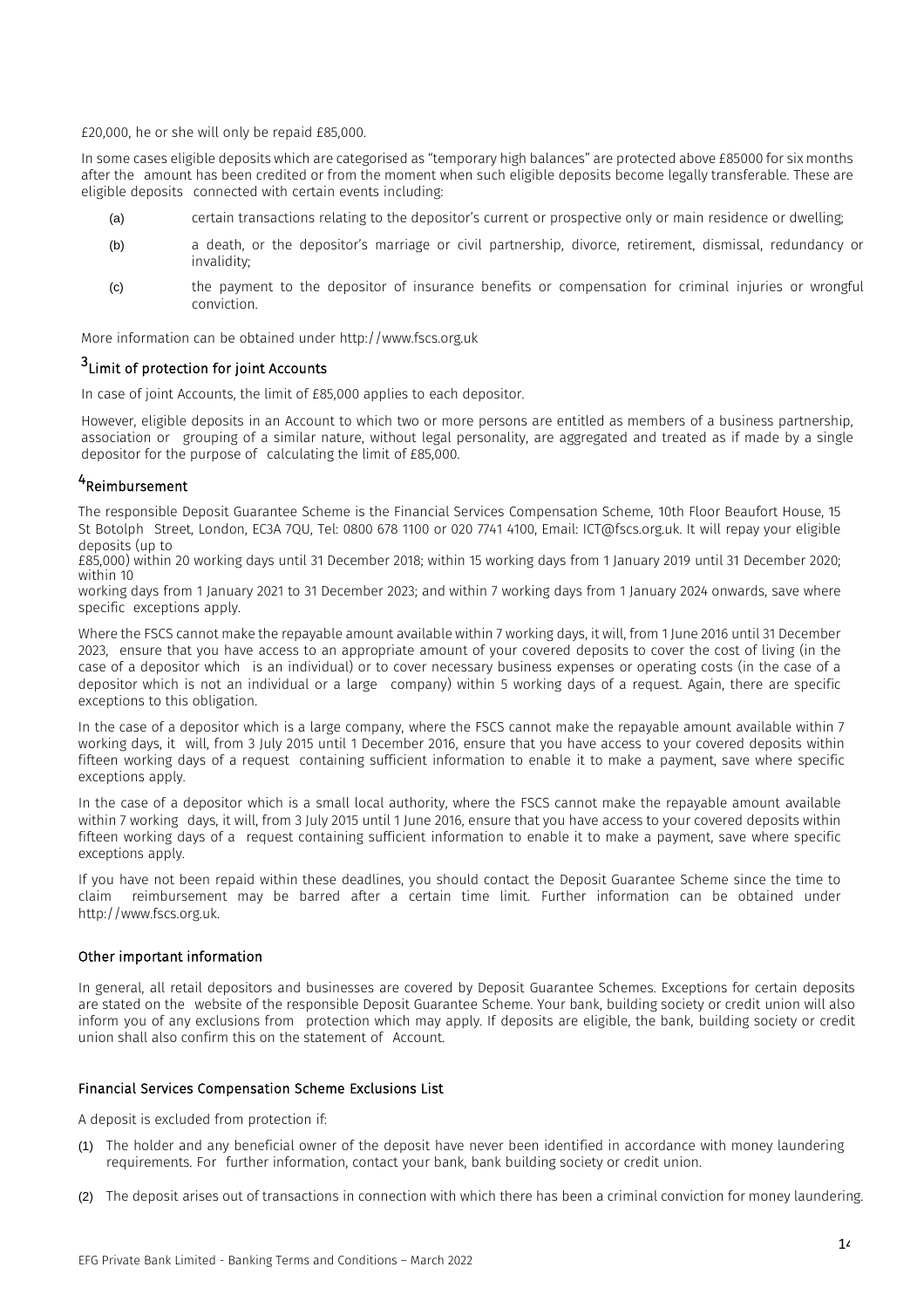£20,000, he or she will only be repaid £85,000.

In some cases eligible deposits which are categorised as "temporary high balances" are protected above £85000 for six months after the amount has been credited or from the moment when such eligible deposits become legally transferable. These are eligible deposits connected with certain events including:

(a) certain transactions relating to the depositor's current or prospective only or main residence or dwelling;

(b) a death, or the depositor's marriage or civil partnership, divorce, retirement, dismissal, redundancy or invalidity;

(c) the payment to the depositor of insurance benefits or compensation for criminal injuries or wrongful conviction.

More information can be obtained under http://www.fscs.org.uk

### [3]Limit of protection for joint Accounts

In case of joint Accounts, the limit of £85,000 applies to each depositor.

However, eligible deposits in an Account to which two or more persons are entitled as members of a business partnership, association or grouping of a similar nature, without legal personality, are aggregated and treated as if made by a single depositor for the purpose of calculating the limit of £85,000.

### [4]Reimbursement

The responsible Deposit Guarantee Scheme is the Financial Services Compensation Scheme, 10th Floor Beaufort House, 15 St Botolph Street, London, EC3A 7QU, Tel: 0800 678 1100 or 020 7741 4100, Email: ICT@fscs.org.uk. It will repay your eligible deposits (up to £85,000) within 20 working days until 31 December 2018; within 15 working days from 1 January 2019 until 31 December 2020; within 10 working days from 1 January 2021 to 31 December 2023; and within 7 working days from 1 January 2024 onwards, save where specific exceptions apply.

Where the FSCS cannot make the repayable amount available within 7 working days, it will, from 1 June 2016 until 31 December 2023, ensure that you have access to an appropriate amount of your covered deposits to cover the cost of living (in the case of a depositor which is an individual) or to cover necessary business expenses or operating costs (in the case of a depositor which is not an individual or a large company) within 5 working days of a request. Again, there are specific exceptions to this obligation.

In the case of a depositor which is a large company, where the FSCS cannot make the repayable amount available within 7 working days, it will, from 3 July 2015 until 1 December 2016, ensure that you have access to your covered deposits within fifteen working days of a request containing sufficient information to enable it to make a payment, save where specific exceptions apply.

In the case of a depositor which is a small local authority, where the FSCS cannot make the repayable amount available within 7 working days, it will, from 3 July 2015 until 1 June 2016, ensure that you have access to your covered deposits within fifteen working days of a request containing sufficient information to enable it to make a payment, save where specific exceptions apply.

If you have not been repaid within these deadlines, you should contact the Deposit Guarantee Scheme since the time to claim reimbursement may be barred after a certain time limit. Further information can be obtained under http://www.fscs.org.uk.

### Other important information

In general, all retail depositors and businesses are covered by Deposit Guarantee Schemes. Exceptions for certain deposits are stated on the website of the responsible Deposit Guarantee Scheme. Your bank, building society or credit union will also inform you of any exclusions from protection which may apply. If deposits are eligible, the bank, building society or credit union shall also confirm this on the statement of Account.

### Financial Services Compensation Scheme Exclusions List

A deposit is excluded from protection if:

(1) The holder and any beneficial owner of the deposit have never been identified in accordance with money laundering requirements. For further information, contact your bank, bank building society or credit union.

(2) The deposit arises out of transactions in connection with which there has been a criminal conviction for money laundering.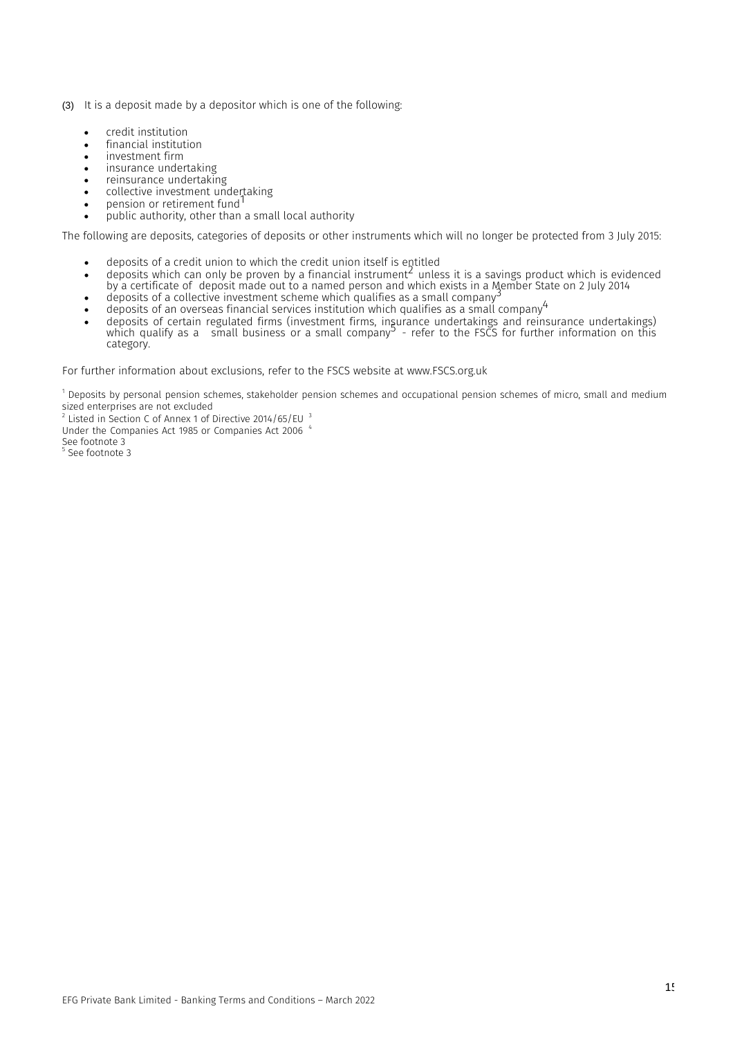(3) It is a deposit made by a depositor which is one of the following:

- credit institution
- financial institution
- investment firm
- insurance undertaking
- reinsurance undertaking
- collective investment undertaking
- pension or retirement fund[1]
- public authority, other than a small local authority

The following are deposits, categories of deposits or other instruments which will no longer be protected from 3 July 2015:

- deposits of a credit union to which the credit union itself is entitled
- deposits which can only be proven by a financial instrument[2] unless it is a savings product which is evidenced by a certificate of deposit made out to a named person and which exists in a Member State on 2 July 2014
- deposits of a collective investment scheme which qualifies as a small company[3]
- deposits of an overseas financial services institution which qualifies as a small company[4]
- deposits of certain regulated firms (investment firms, insurance undertakings and reinsurance undertakings) which qualify as a small business or a small company[5] - refer to the FSCS for further information on this category.

For further information about exclusions, refer to the FSCS website at www.FSCS.org.uk

[1] Deposits by personal pension schemes, stakeholder pension schemes and occupational pension schemes of micro, small and medium sized enterprises are not excluded

[2] Listed in Section C of Annex 1 of Directive 2014/65/EU

[3] Under the Companies Act 1985 or Companies Act 2006

[4] See footnote 3

[5] See footnote 3